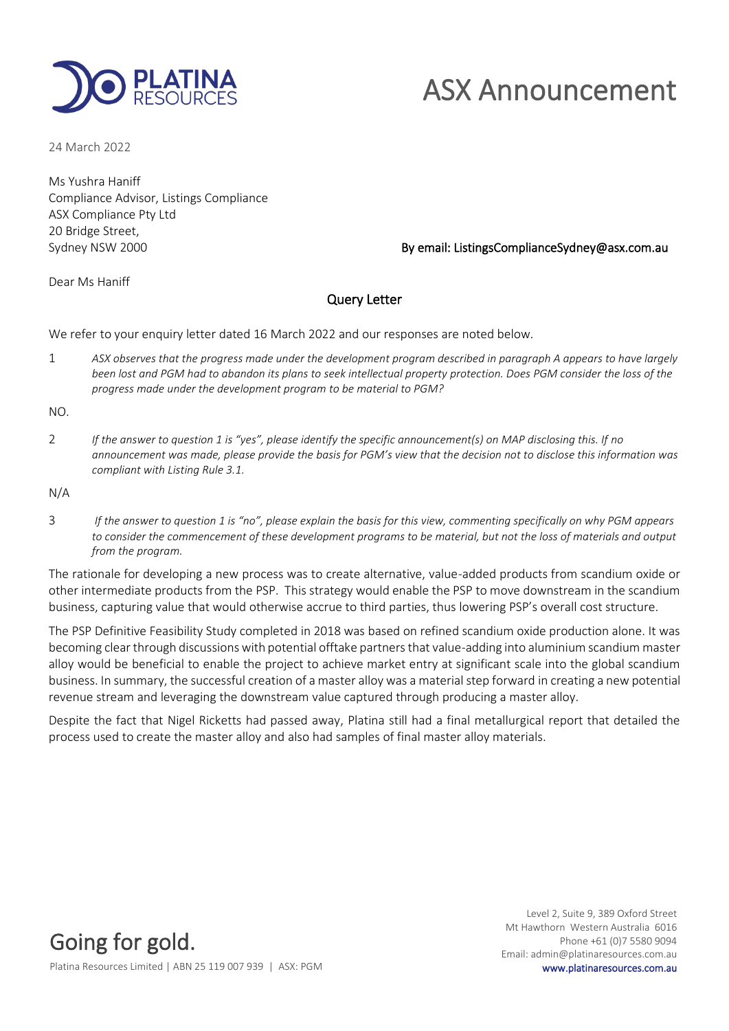# ASX Announcement

24 March 2022

Ms Yushra Haniff
Compliance Advisor, Listings Compliance
ASX Compliance Pty Ltd
20 Bridge Street,
Sydney NSW 2000

By email: ListingsComplianceSydney@asx.com.au

Dear Ms Haniff

## Query Letter

We refer to your enquiry letter dated 16 March 2022 and our responses are noted below.

1 *ASX observes that the progress made under the development program described in paragraph A appears to have largely been lost and PGM had to abandon its plans to seek intellectual property protection. Does PGM consider the loss of the progress made under the development program to be material to PGM?*

NO.

2 *If the answer to question 1 is "yes", please identify the specific announcement(s) on MAP disclosing this. If no announcement was made, please provide the basis for PGM's view that the decision not to disclose this information was compliant with Listing Rule 3.1.*

N/A

3 *If the answer to question 1 is "no", please explain the basis for this view, commenting specifically on why PGM appears to consider the commencement of these development programs to be material, but not the loss of materials and output from the program.*

The rationale for developing a new process was to create alternative, value-added products from scandium oxide or other intermediate products from the PSP. This strategy would enable the PSP to move downstream in the scandium business, capturing value that would otherwise accrue to third parties, thus lowering PSP's overall cost structure.

The PSP Definitive Feasibility Study completed in 2018 was based on refined scandium oxide production alone. It was becoming clear through discussions with potential offtake partners that value-adding into aluminium scandium master alloy would be beneficial to enable the project to achieve market entry at significant scale into the global scandium business. In summary, the successful creation of a master alloy was a material step forward in creating a new potential revenue stream and leveraging the downstream value captured through producing a master alloy.

Despite the fact that Nigel Ricketts had passed away, Platina still had a final metallurgical report that detailed the process used to create the master alloy and also had samples of final master alloy materials.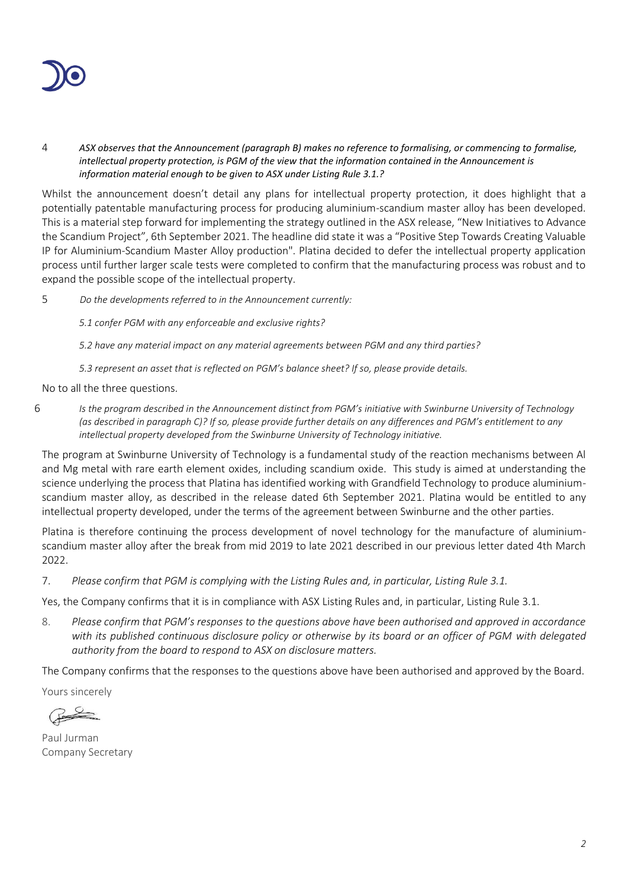4 *ASX observes that the Announcement (paragraph B) makes no reference to formalising, or commencing to formalise, intellectual property protection, is PGM of the view that the information contained in the Announcement is information material enough to be given to ASX under Listing Rule 3.1.?*

Whilst the announcement doesn't detail any plans for intellectual property protection, it does highlight that a potentially patentable manufacturing process for producing aluminium-scandium master alloy has been developed. This is a material step forward for implementing the strategy outlined in the ASX release, "New Initiatives to Advance the Scandium Project", 6th September 2021. The headline did state it was a "Positive Step Towards Creating Valuable IP for Aluminium-Scandium Master Alloy production". Platina decided to defer the intellectual property application process until further larger scale tests were completed to confirm that the manufacturing process was robust and to expand the possible scope of the intellectual property.

5 *Do the developments referred to in the Announcement currently:*

*5.1 confer PGM with any enforceable and exclusive rights?*

*5.2 have any material impact on any material agreements between PGM and any third parties?*

*5.3 represent an asset that is reflected on PGM's balance sheet? If so, please provide details.*

No to all the three questions.

6 *Is the program described in the Announcement distinct from PGM's initiative with Swinburne University of Technology (as described in paragraph C)? If so, please provide further details on any differences and PGM's entitlement to any intellectual property developed from the Swinburne University of Technology initiative.*

The program at Swinburne University of Technology is a fundamental study of the reaction mechanisms between Al and Mg metal with rare earth element oxides, including scandium oxide. This study is aimed at understanding the science underlying the process that Platina has identified working with Grandfield Technology to produce aluminium-scandium master alloy, as described in the release dated 6th September 2021. Platina would be entitled to any intellectual property developed, under the terms of the agreement between Swinburne and the other parties.

Platina is therefore continuing the process development of novel technology for the manufacture of aluminium-scandium master alloy after the break from mid 2019 to late 2021 described in our previous letter dated 4th March 2022.

7. *Please confirm that PGM is complying with the Listing Rules and, in particular, Listing Rule 3.1.*

Yes, the Company confirms that it is in compliance with ASX Listing Rules and, in particular, Listing Rule 3.1.

8. *Please confirm that PGM's responses to the questions above have been authorised and approved in accordance with its published continuous disclosure policy or otherwise by its board or an officer of PGM with delegated authority from the board to respond to ASX on disclosure matters.*

The Company confirms that the responses to the questions above have been authorised and approved by the Board.

Yours sincerely

Paul Jurman
Company Secretary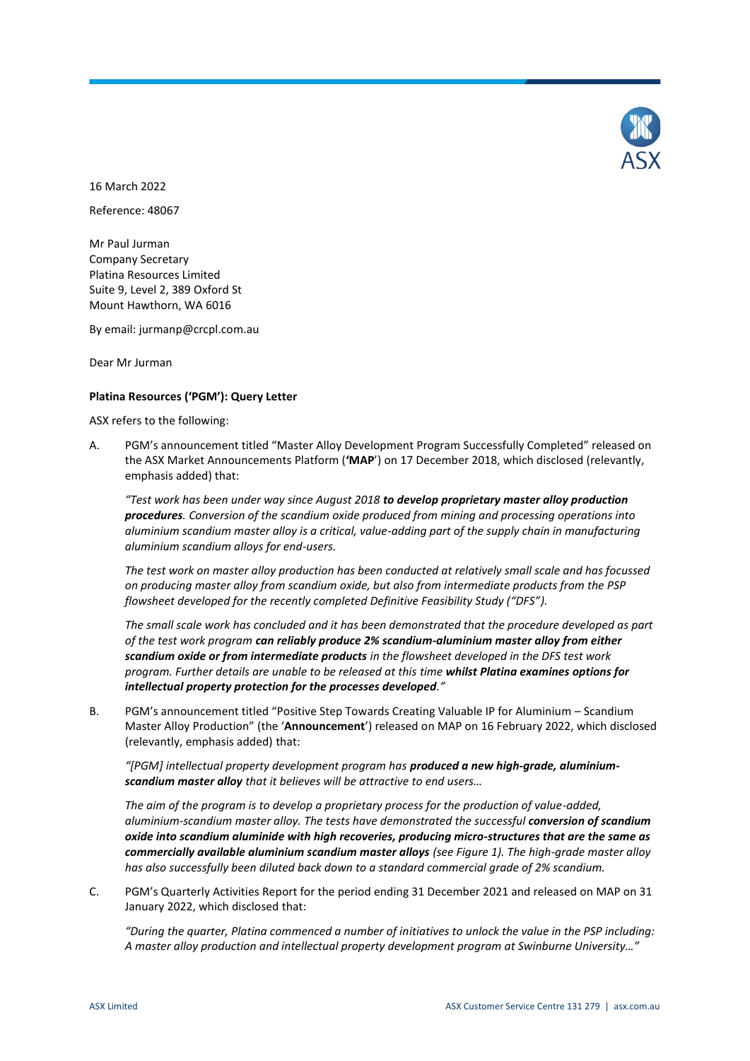16 March 2022

Reference: 48067

Mr Paul Jurman
Company Secretary
Platina Resources Limited
Suite 9, Level 2, 389 Oxford St
Mount Hawthorn, WA 6016

By email: jurmanp@crcpl.com.au

Dear Mr Jurman

**Platina Resources ('PGM'): Query Letter**

ASX refers to the following:

A. PGM's announcement titled "Master Alloy Development Program Successfully Completed" released on the ASX Market Announcements Platform (**'MAP'**) on 17 December 2018, which disclosed (relevantly, emphasis added) that:

*"Test work has been under way since August 2018* ***to develop proprietary master alloy production procedures****. Conversion of the scandium oxide produced from mining and processing operations into aluminium scandium master alloy is a critical, value-adding part of the supply chain in manufacturing aluminium scandium alloys for end-users.*

*The test work on master alloy production has been conducted at relatively small scale and has focussed on producing master alloy from scandium oxide, but also from intermediate products from the PSP flowsheet developed for the recently completed Definitive Feasibility Study ("DFS").*

*The small scale work has concluded and it has been demonstrated that the procedure developed as part of the test work program* ***can reliably produce 2% scandium-aluminium master alloy from either scandium oxide or from intermediate products*** *in the flowsheet developed in the DFS test work program. Further details are unable to be released at this time* ***whilst Platina examines options for intellectual property protection for the processes developed****."*

B. PGM's announcement titled "Positive Step Towards Creating Valuable IP for Aluminium – Scandium Master Alloy Production" (the '**Announcement**') released on MAP on 16 February 2022, which disclosed (relevantly, emphasis added) that:

*"[PGM] intellectual property development program has* ***produced a new high-grade, aluminium-scandium master alloy*** *that it believes will be attractive to end users…*

*The aim of the program is to develop a proprietary process for the production of value-added, aluminium-scandium master alloy. The tests have demonstrated the successful* ***conversion of scandium oxide into scandium aluminide with high recoveries, producing micro-structures that are the same as commercially available aluminium scandium master alloys*** *(see Figure 1). The high-grade master alloy has also successfully been diluted back down to a standard commercial grade of 2% scandium.*

C. PGM's Quarterly Activities Report for the period ending 31 December 2021 and released on MAP on 31 January 2022, which disclosed that:

*"During the quarter, Platina commenced a number of initiatives to unlock the value in the PSP including: A master alloy production and intellectual property development program at Swinburne University…"*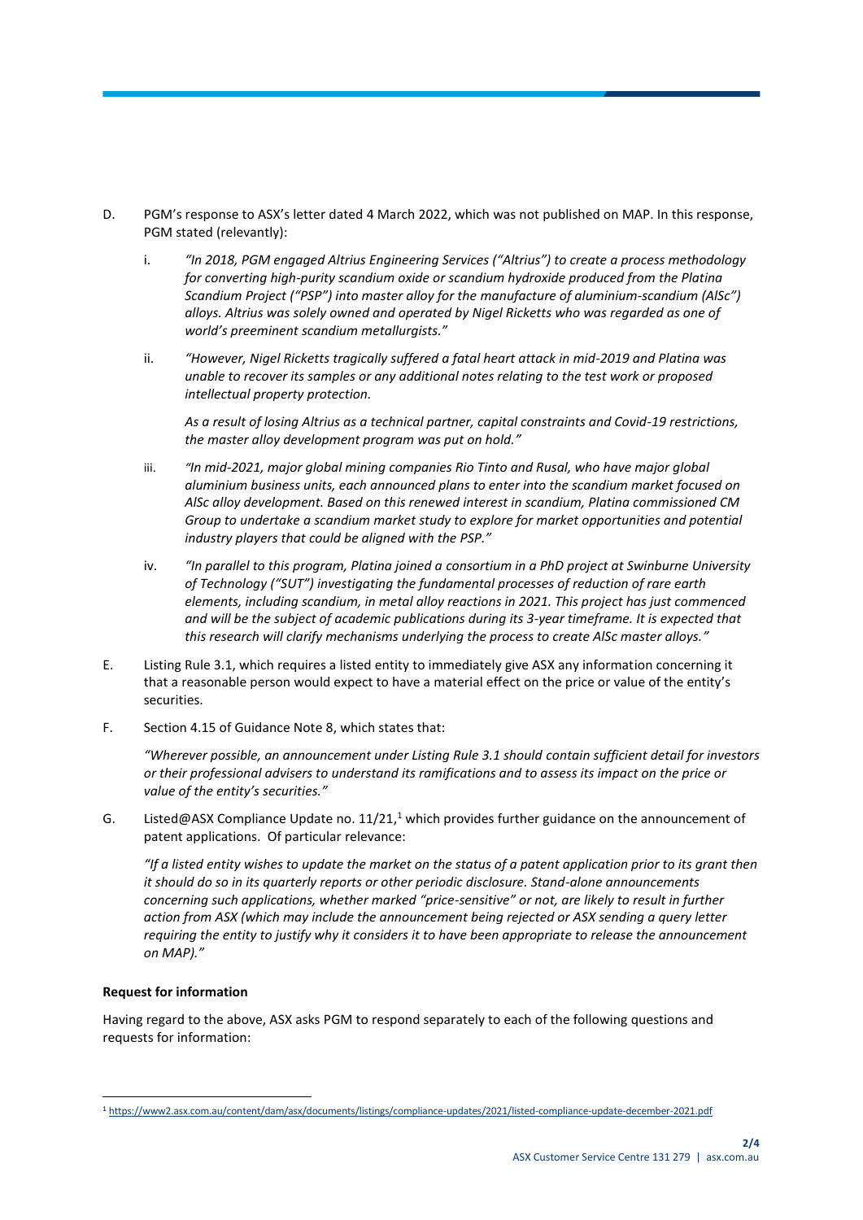D. PGM's response to ASX's letter dated 4 March 2022, which was not published on MAP. In this response, PGM stated (relevantly):

   i. *"In 2018, PGM engaged Altrius Engineering Services ("Altrius") to create a process methodology for converting high-purity scandium oxide or scandium hydroxide produced from the Platina Scandium Project ("PSP") into master alloy for the manufacture of aluminium-scandium (AlSc") alloys. Altrius was solely owned and operated by Nigel Ricketts who was regarded as one of world's preeminent scandium metallurgists."*

   ii. *"However, Nigel Ricketts tragically suffered a fatal heart attack in mid-2019 and Platina was unable to recover its samples or any additional notes relating to the test work or proposed intellectual property protection.*

      *As a result of losing Altrius as a technical partner, capital constraints and Covid-19 restrictions, the master alloy development program was put on hold."*

   iii. *"In mid-2021, major global mining companies Rio Tinto and Rusal, who have major global aluminium business units, each announced plans to enter into the scandium market focused on AlSc alloy development. Based on this renewed interest in scandium, Platina commissioned CM Group to undertake a scandium market study to explore for market opportunities and potential industry players that could be aligned with the PSP."*

   iv. *"In parallel to this program, Platina joined a consortium in a PhD project at Swinburne University of Technology ("SUT") investigating the fundamental processes of reduction of rare earth elements, including scandium, in metal alloy reactions in 2021. This project has just commenced and will be the subject of academic publications during its 3-year timeframe. It is expected that this research will clarify mechanisms underlying the process to create AlSc master alloys."*

E. Listing Rule 3.1, which requires a listed entity to immediately give ASX any information concerning it that a reasonable person would expect to have a material effect on the price or value of the entity's securities.

F. Section 4.15 of Guidance Note 8, which states that:

   *"Wherever possible, an announcement under Listing Rule 3.1 should contain sufficient detail for investors or their professional advisers to understand its ramifications and to assess its impact on the price or value of the entity's securities."*

G. Listed@ASX Compliance Update no. 11/21,[1] which provides further guidance on the announcement of patent applications. Of particular relevance:

   *"If a listed entity wishes to update the market on the status of a patent application prior to its grant then it should do so in its quarterly reports or other periodic disclosure. Stand-alone announcements concerning such applications, whether marked "price-sensitive" or not, are likely to result in further action from ASX (which may include the announcement being rejected or ASX sending a query letter requiring the entity to justify why it considers it to have been appropriate to release the announcement on MAP)."*

**Request for information**

Having regard to the above, ASX asks PGM to respond separately to each of the following questions and requests for information:

[1] https://www2.asx.com.au/content/dam/asx/documents/listings/compliance-updates/2021/listed-compliance-update-december-2021.pdf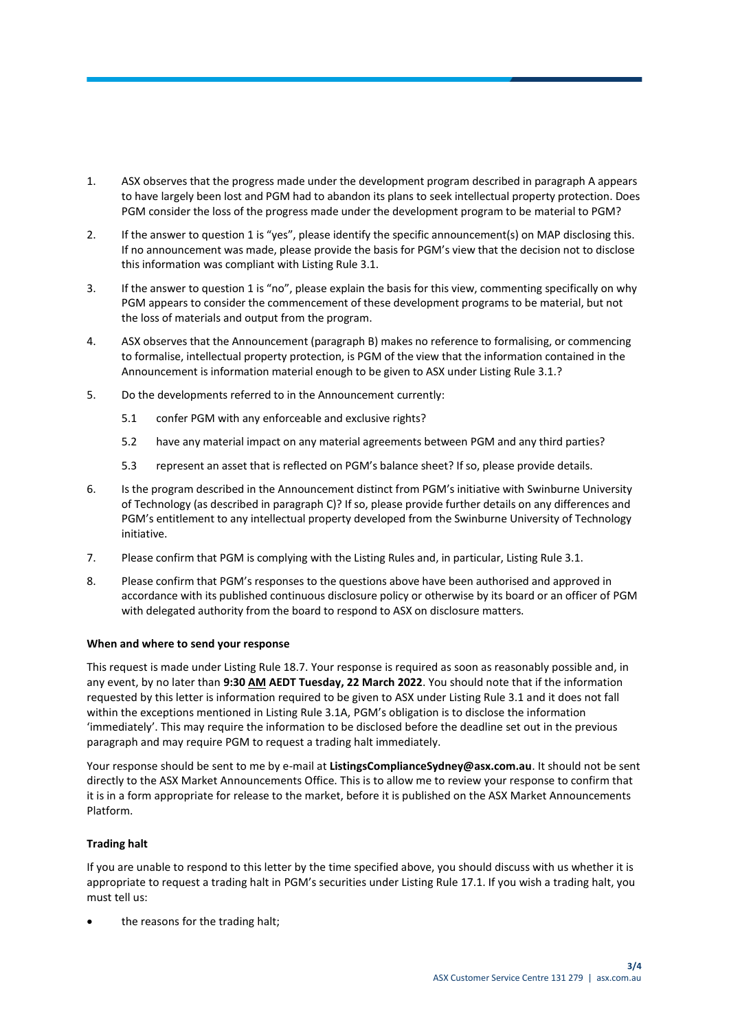1. ASX observes that the progress made under the development program described in paragraph A appears to have largely been lost and PGM had to abandon its plans to seek intellectual property protection. Does PGM consider the loss of the progress made under the development program to be material to PGM?

2. If the answer to question 1 is "yes", please identify the specific announcement(s) on MAP disclosing this. If no announcement was made, please provide the basis for PGM's view that the decision not to disclose this information was compliant with Listing Rule 3.1.

3. If the answer to question 1 is "no", please explain the basis for this view, commenting specifically on why PGM appears to consider the commencement of these development programs to be material, but not the loss of materials and output from the program.

4. ASX observes that the Announcement (paragraph B) makes no reference to formalising, or commencing to formalise, intellectual property protection, is PGM of the view that the information contained in the Announcement is information material enough to be given to ASX under Listing Rule 3.1.?

5. Do the developments referred to in the Announcement currently:

   5.1 confer PGM with any enforceable and exclusive rights?

   5.2 have any material impact on any material agreements between PGM and any third parties?

   5.3 represent an asset that is reflected on PGM's balance sheet? If so, please provide details.

6. Is the program described in the Announcement distinct from PGM's initiative with Swinburne University of Technology (as described in paragraph C)? If so, please provide further details on any differences and PGM's entitlement to any intellectual property developed from the Swinburne University of Technology initiative.

7. Please confirm that PGM is complying with the Listing Rules and, in particular, Listing Rule 3.1.

8. Please confirm that PGM's responses to the questions above have been authorised and approved in accordance with its published continuous disclosure policy or otherwise by its board or an officer of PGM with delegated authority from the board to respond to ASX on disclosure matters.

**When and where to send your response**

This request is made under Listing Rule 18.7. Your response is required as soon as reasonably possible and, in any event, by no later than **9:30 AM AEDT Tuesday, 22 March 2022**. You should note that if the information requested by this letter is information required to be given to ASX under Listing Rule 3.1 and it does not fall within the exceptions mentioned in Listing Rule 3.1A, PGM's obligation is to disclose the information 'immediately'. This may require the information to be disclosed before the deadline set out in the previous paragraph and may require PGM to request a trading halt immediately.

Your response should be sent to me by e-mail at **ListingsComplianceSydney@asx.com.au**. It should not be sent directly to the ASX Market Announcements Office. This is to allow me to review your response to confirm that it is in a form appropriate for release to the market, before it is published on the ASX Market Announcements Platform.

**Trading halt**

If you are unable to respond to this letter by the time specified above, you should discuss with us whether it is appropriate to request a trading halt in PGM's securities under Listing Rule 17.1. If you wish a trading halt, you must tell us:

- the reasons for the trading halt;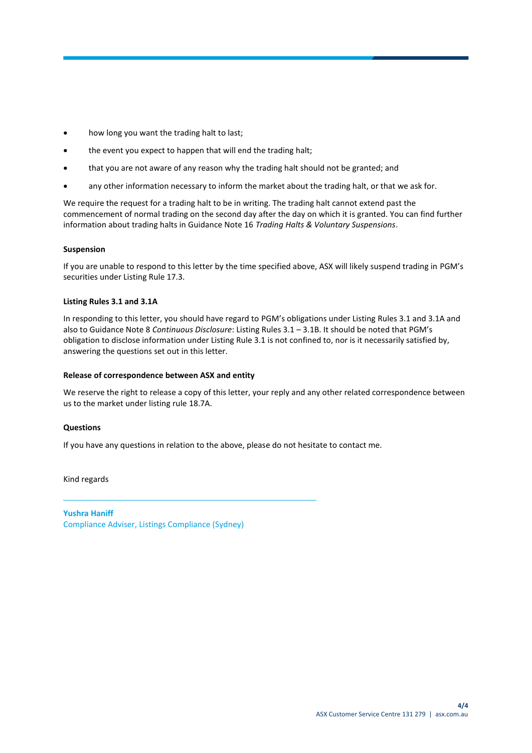- how long you want the trading halt to last;
- the event you expect to happen that will end the trading halt;
- that you are not aware of any reason why the trading halt should not be granted; and
- any other information necessary to inform the market about the trading halt, or that we ask for.

We require the request for a trading halt to be in writing. The trading halt cannot extend past the commencement of normal trading on the second day after the day on which it is granted. You can find further information about trading halts in Guidance Note 16 *Trading Halts & Voluntary Suspensions*.

**Suspension**

If you are unable to respond to this letter by the time specified above, ASX will likely suspend trading in PGM's securities under Listing Rule 17.3.

**Listing Rules 3.1 and 3.1A**

In responding to this letter, you should have regard to PGM's obligations under Listing Rules 3.1 and 3.1A and also to Guidance Note 8 *Continuous Disclosure*: Listing Rules 3.1 – 3.1B. It should be noted that PGM's obligation to disclose information under Listing Rule 3.1 is not confined to, nor is it necessarily satisfied by, answering the questions set out in this letter.

**Release of correspondence between ASX and entity**

We reserve the right to release a copy of this letter, your reply and any other related correspondence between us to the market under listing rule 18.7A.

**Questions**

If you have any questions in relation to the above, please do not hesitate to contact me.

Kind regards

---

**Yushra Haniff**
Compliance Adviser, Listings Compliance (Sydney)